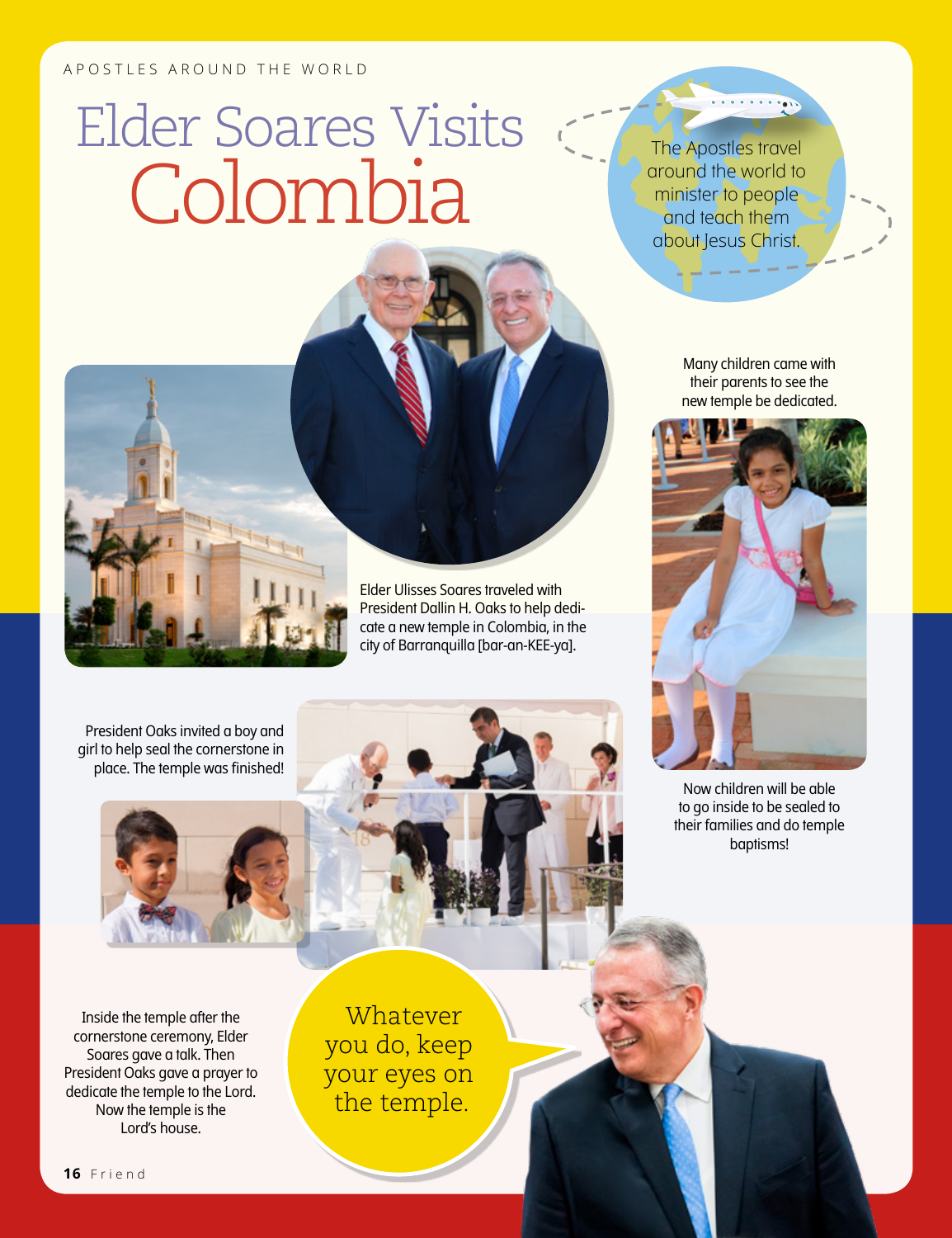APOSTLES AROUND THE WORLD

# Elder Soares Visits Colombia

The Apostles travel around the world to minister to people and teach them about Jesus Christ.

Elder Ulisses Soares traveled with President Dallin H. Oaks to help dedicate a new temple in Colombia, in the city of Barranquilla [bar-an-KEE-ya].

Many children came with their parents to see the new temple be dedicated.

President Oaks invited a boy and girl to help seal the cornerstone in place. The temple was finished!

Now children will be able to go inside to be sealed to their families and do temple baptisms!

Inside the temple after the cornerstone ceremony, Elder Soares gave a talk. Then President Oaks gave a prayer to dedicate the temple to the Lord. Now the temple is the Lord's house.

Whatever you do, keep your eyes on the temple.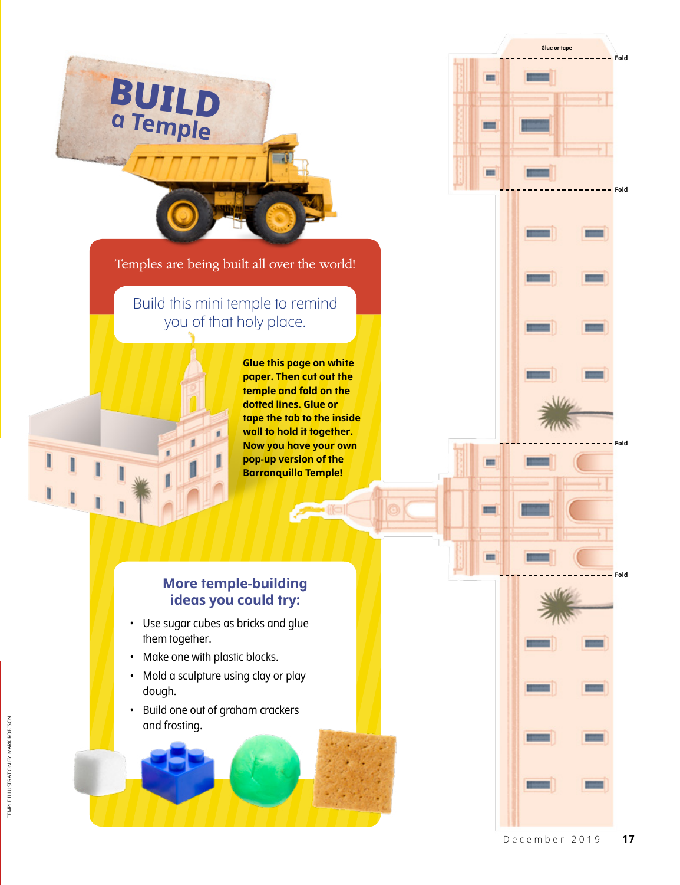# BUILD a Temple

Temples are being built all over the world!

Build this mini temple to remind you of that holy place.

**Glue this page on white paper. Then cut out the temple and fold on the dotted lines. Glue or tape the tab to the inside wall to hold it together. Now you have your own pop-up version of the Barranquilla Temple!**

## More temple-building ideas you could try:

- Use sugar cubes as bricks and glue them together.
- Make one with plastic blocks.
- Mold a sculpture using clay or play dough.
- Build one out of graham crackers and frosting.

Glue or tape

Fold

Fold

Fold

Fold

TEMPLE ILLUSTRATION BY MARK ROBISON